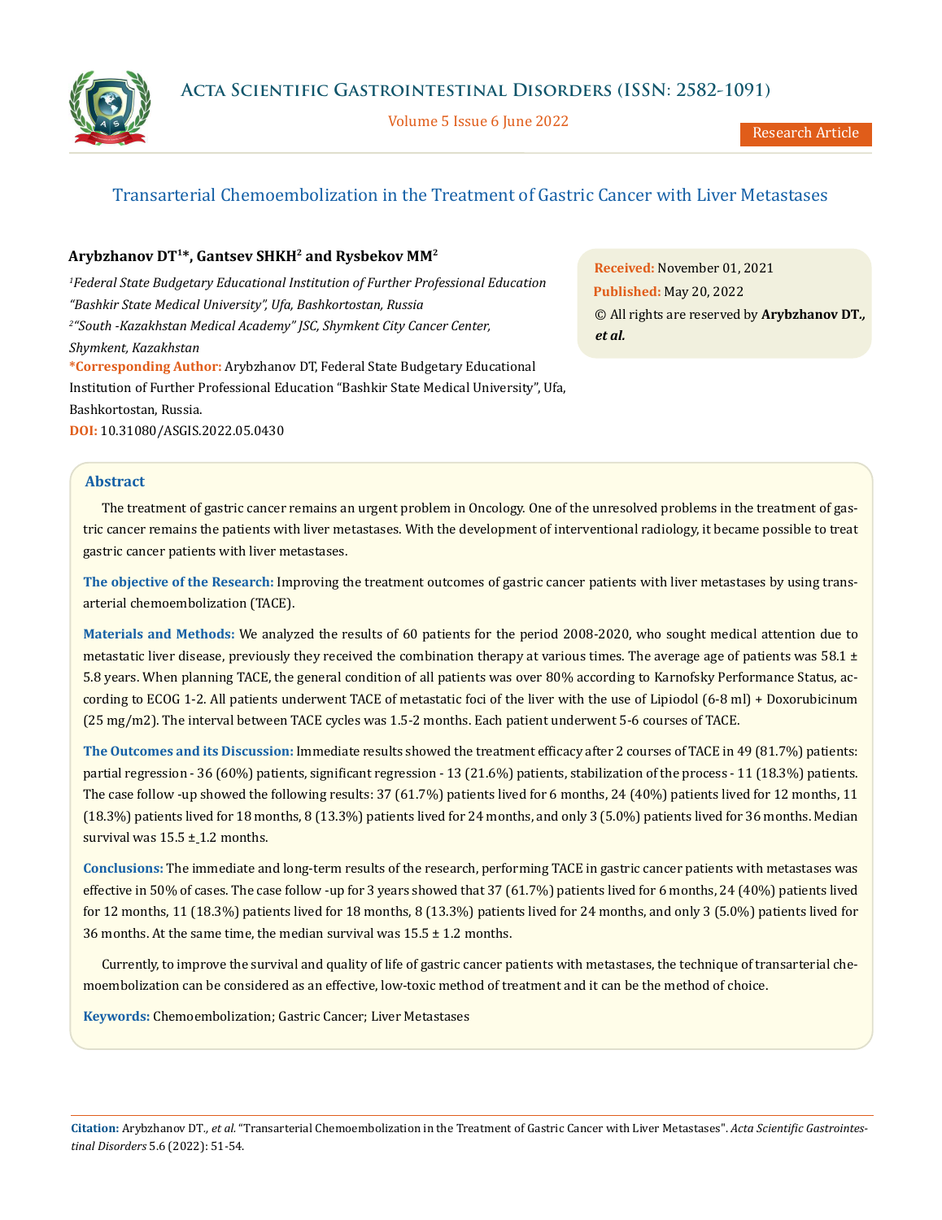# Transarterial Chemoembolization in the Treatment of Gastric Cancer with Liver Metastases

**Arybzhanov DT[1]*, Gantsev SHKH[2] and Rysbekov MM[2]**

[1]*Federal State Budgetary Educational Institution of Further Professional Education "Bashkir State Medical University", Ufa, Bashkortostan, Russia*

[2]*"South -Kazakhstan Medical Academy" JSC, Shymkent City Cancer Center, Shymkent, Kazakhstan*

**\*Corresponding Author:** Arybzhanov DT, Federal State Budgetary Educational Institution of Further Professional Education "Bashkir State Medical University", Ufa, Bashkortostan, Russia.

**DOI:** 10.31080/ASGIS.2022.05.0430

**Received:** November 01, 2021
**Published:** May 20, 2022
© All rights are reserved by **Arybzhanov DT., *et al.***

## Abstract

The treatment of gastric cancer remains an urgent problem in Oncology. One of the unresolved problems in the treatment of gastric cancer remains the patients with liver metastases. With the development of interventional radiology, it became possible to treat gastric cancer patients with liver metastases.

**The objective of the Research:** Improving the treatment outcomes of gastric cancer patients with liver metastases by using transarterial chemoembolization (TACE).

**Materials and Methods:** We analyzed the results of 60 patients for the period 2008-2020, who sought medical attention due to metastatic liver disease, previously they received the combination therapy at various times. The average age of patients was 58.1 ± 5.8 years. When planning TACE, the general condition of all patients was over 80% according to Karnofsky Performance Status, according to ECOG 1-2. All patients underwent TACE of metastatic foci of the liver with the use of Lipiodol (6-8 ml) + Doxorubicinum (25 mg/m2). The interval between TACE cycles was 1.5-2 months. Each patient underwent 5-6 courses of TACE.

**The Outcomes and its Discussion:** Immediate results showed the treatment efficacy after 2 courses of TACE in 49 (81.7%) patients: partial regression - 36 (60%) patients, significant regression - 13 (21.6%) patients, stabilization of the process - 11 (18.3%) patients. The case follow -up showed the following results: 37 (61.7%) patients lived for 6 months, 24 (40%) patients lived for 12 months, 11 (18.3%) patients lived for 18 months, 8 (13.3%) patients lived for 24 months, and only 3 (5.0%) patients lived for 36 months. Median survival was 15.5 ± 1.2 months.

**Conclusions:** The immediate and long-term results of the research, performing TACE in gastric cancer patients with metastases was effective in 50% of cases. The case follow -up for 3 years showed that 37 (61.7%) patients lived for 6 months, 24 (40%) patients lived for 12 months, 11 (18.3%) patients lived for 18 months, 8 (13.3%) patients lived for 24 months, and only 3 (5.0%) patients lived for 36 months. At the same time, the median survival was 15.5 ± 1.2 months.

Currently, to improve the survival and quality of life of gastric cancer patients with metastases, the technique of transarterial chemoembolization can be considered as an effective, low-toxic method of treatment and it can be the method of choice.

**Keywords:** Chemoembolization; Gastric Cancer; Liver Metastases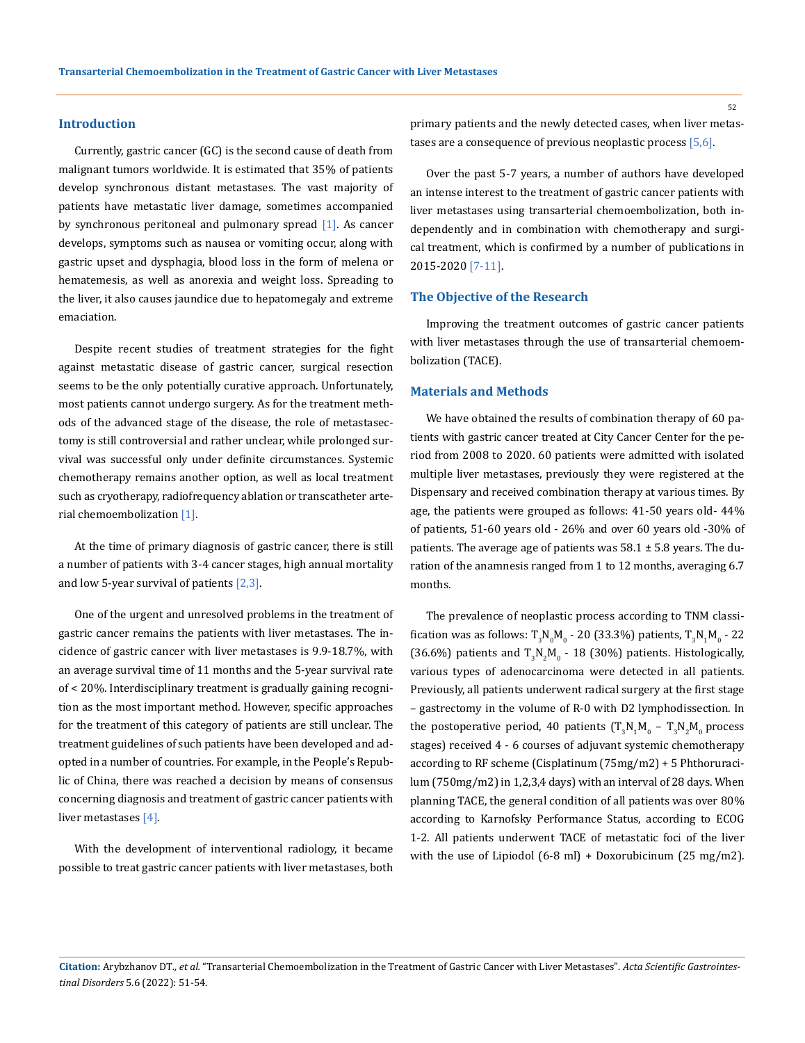## Introduction

Currently, gastric cancer (GC) is the second cause of death from malignant tumors worldwide. It is estimated that 35% of patients develop synchronous distant metastases. The vast majority of patients have metastatic liver damage, sometimes accompanied by synchronous peritoneal and pulmonary spread [1]. As cancer develops, symptoms such as nausea or vomiting occur, along with gastric upset and dysphagia, blood loss in the form of melena or hematemesis, as well as anorexia and weight loss. Spreading to the liver, it also causes jaundice due to hepatomegaly and extreme emaciation.

Despite recent studies of treatment strategies for the fight against metastatic disease of gastric cancer, surgical resection seems to be the only potentially curative approach. Unfortunately, most patients cannot undergo surgery. As for the treatment methods of the advanced stage of the disease, the role of metastasectomy is still controversial and rather unclear, while prolonged survival was successful only under definite circumstances. Systemic chemotherapy remains another option, as well as local treatment such as cryotherapy, radiofrequency ablation or transcatheter arterial chemoembolization [1].

At the time of primary diagnosis of gastric cancer, there is still a number of patients with 3-4 cancer stages, high annual mortality and low 5-year survival of patients [2,3].

One of the urgent and unresolved problems in the treatment of gastric cancer remains the patients with liver metastases. The incidence of gastric cancer with liver metastases is 9.9-18.7%, with an average survival time of 11 months and the 5-year survival rate of < 20%. Interdisciplinary treatment is gradually gaining recognition as the most important method. However, specific approaches for the treatment of this category of patients are still unclear. The treatment guidelines of such patients have been developed and adopted in a number of countries. For example, in the People's Republic of China, there was reached a decision by means of consensus concerning diagnosis and treatment of gastric cancer patients with liver metastases [4].

With the development of interventional radiology, it became possible to treat gastric cancer patients with liver metastases, both primary patients and the newly detected cases, when liver metastases are a consequence of previous neoplastic process [5,6].

Over the past 5-7 years, a number of authors have developed an intense interest to the treatment of gastric cancer patients with liver metastases using transarterial chemoembolization, both independently and in combination with chemotherapy and surgical treatment, which is confirmed by a number of publications in 2015-2020 [7-11].

## The Objective of the Research

Improving the treatment outcomes of gastric cancer patients with liver metastases through the use of transarterial chemoembolization (TACE).

## Materials and Methods

We have obtained the results of combination therapy of 60 patients with gastric cancer treated at City Cancer Center for the period from 2008 to 2020. 60 patients were admitted with isolated multiple liver metastases, previously they were registered at the Dispensary and received combination therapy at various times. By age, the patients were grouped as follows: 41-50 years old- 44% of patients, 51-60 years old - 26% and over 60 years old -30% of patients. The average age of patients was 58.1 ± 5.8 years. The duration of the anamnesis ranged from 1 to 12 months, averaging 6.7 months.

The prevalence of neoplastic process according to TNM classification was as follows: $T_3N_0M_0$ - 20 (33.3%) patients, $T_3N_1M_0$ - 22 (36.6%) patients and $T_3N_2M_0$ - 18 (30%) patients. Histologically, various types of adenocarcinoma were detected in all patients. Previously, all patients underwent radical surgery at the first stage – gastrectomy in the volume of R-0 with D2 lymphodissection. In the postoperative period, 40 patients ($T_3N_1M_0$ – $T_3N_2M_0$ process stages) received 4 - 6 courses of adjuvant systemic chemotherapy according to RF scheme (Cisplatinum (75mg/m2) + 5 Phthoruracilum (750mg/m2) in 1,2,3,4 days) with an interval of 28 days. When planning TACE, the general condition of all patients was over 80% according to Karnofsky Performance Status, according to ECOG 1-2. All patients underwent TACE of metastatic foci of the liver with the use of Lipiodol (6-8 ml) + Doxorubicinum (25 mg/m2).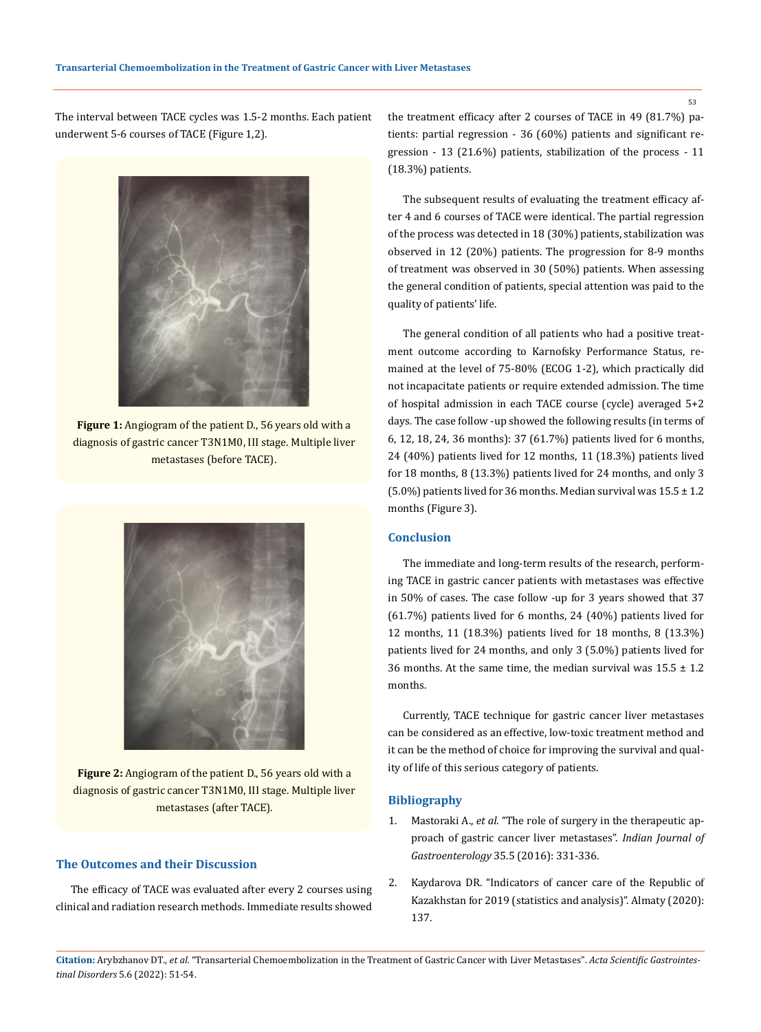The interval between TACE cycles was 1.5-2 months. Each patient underwent 5-6 courses of TACE (Figure 1,2).

**Figure 1:** Angiogram of the patient D., 56 years old with a diagnosis of gastric cancer T3N1M0, III stage. Multiple liver metastases (before TACE).

**Figure 2:** Angiogram of the patient D., 56 years old with a diagnosis of gastric cancer T3N1M0, III stage. Multiple liver metastases (after TACE).

## The Outcomes and their Discussion

The efficacy of TACE was evaluated after every 2 courses using clinical and radiation research methods. Immediate results showed the treatment efficacy after 2 courses of TACE in 49 (81.7%) patients: partial regression - 36 (60%) patients and significant regression - 13 (21.6%) patients, stabilization of the process - 11 (18.3%) patients.

The subsequent results of evaluating the treatment efficacy after 4 and 6 courses of TACE were identical. The partial regression of the process was detected in 18 (30%) patients, stabilization was observed in 12 (20%) patients. The progression for 8-9 months of treatment was observed in 30 (50%) patients. When assessing the general condition of patients, special attention was paid to the quality of patients' life.

The general condition of all patients who had a positive treatment outcome according to Karnofsky Performance Status, remained at the level of 75-80% (ECOG 1-2), which practically did not incapacitate patients or require extended admission. The time of hospital admission in each TACE course (cycle) averaged 5+2 days. The case follow -up showed the following results (in terms of 6, 12, 18, 24, 36 months): 37 (61.7%) patients lived for 6 months, 24 (40%) patients lived for 12 months, 11 (18.3%) patients lived for 18 months, 8 (13.3%) patients lived for 24 months, and only 3 (5.0%) patients lived for 36 months. Median survival was 15.5 ± 1.2 months (Figure 3).

## Conclusion

The immediate and long-term results of the research, performing TACE in gastric cancer patients with metastases was effective in 50% of cases. The case follow -up for 3 years showed that 37 (61.7%) patients lived for 6 months, 24 (40%) patients lived for 12 months, 11 (18.3%) patients lived for 18 months, 8 (13.3%) patients lived for 24 months, and only 3 (5.0%) patients lived for 36 months. At the same time, the median survival was 15.5 ± 1.2 months.

Currently, TACE technique for gastric cancer liver metastases can be considered as an effective, low-toxic treatment method and it can be the method of choice for improving the survival and quality of life of this serious category of patients.

## Bibliography

1. Mastoraki A., *et al.* "The role of surgery in the therapeutic approach of gastric cancer liver metastases". *Indian Journal of Gastroenterology* 35.5 (2016): 331-336.
2. Kaydarova DR. "Indicators of cancer care of the Republic of Kazakhstan for 2019 (statistics and analysis)". Almaty (2020): 137.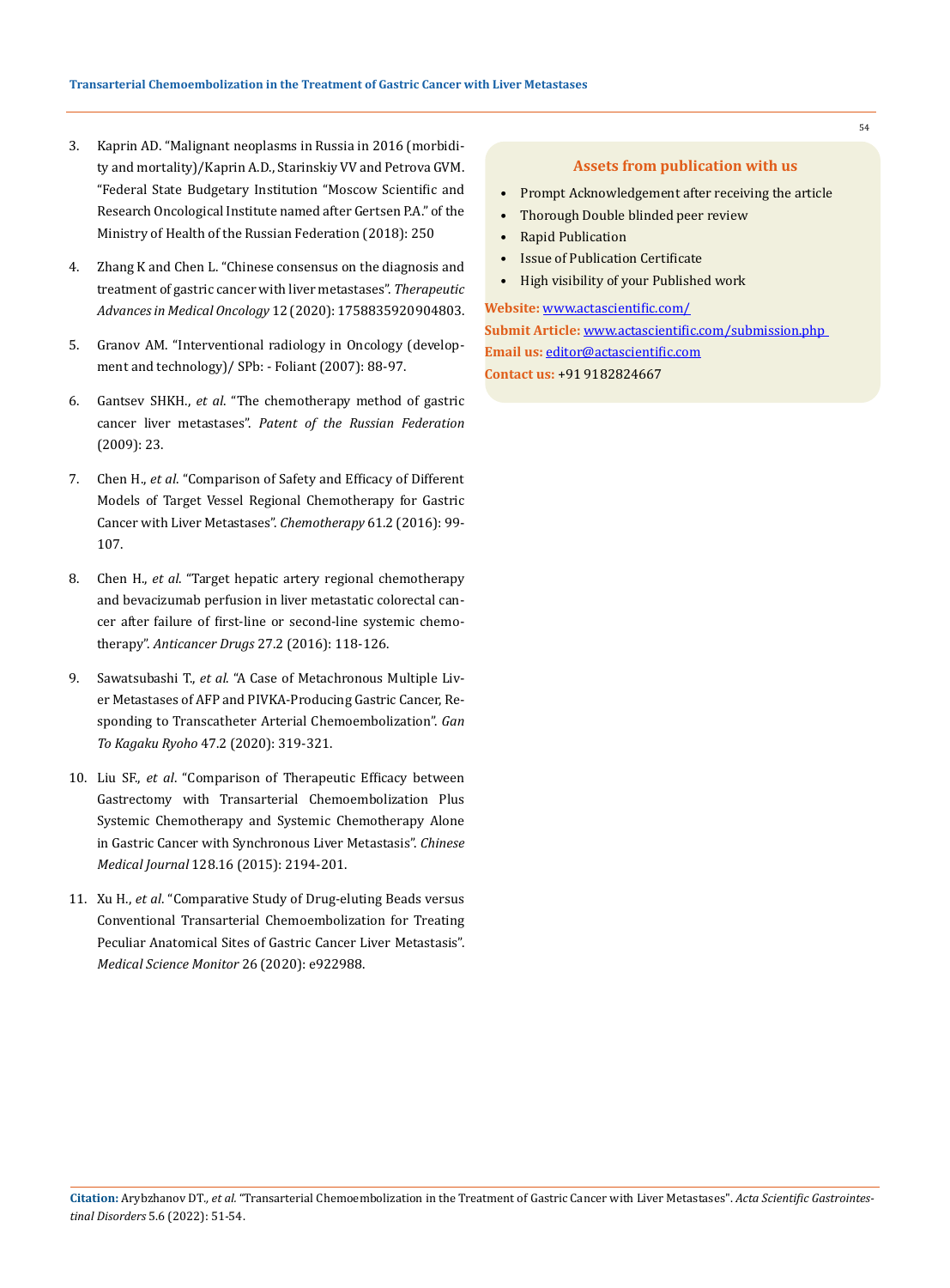3. Kaprin AD. "Malignant neoplasms in Russia in 2016 (morbidity and mortality)/Kaprin A.D., Starinskiy VV and Petrova GVM. "Federal State Budgetary Institution "Moscow Scientific and Research Oncological Institute named after Gertsen P.A." of the Ministry of Health of the Russian Federation (2018): 250

4. Zhang K and Chen L. "Chinese consensus on the diagnosis and treatment of gastric cancer with liver metastases". *Therapeutic Advances in Medical Oncology* 12 (2020): 1758835920904803.

5. Granov AM. "Interventional radiology in Oncology (development and technology)/ SPb: - Foliant (2007): 88-97.

6. Gantsev SHKH., *et al*. "The chemotherapy method of gastric cancer liver metastases". *Patent of the Russian Federation* (2009): 23.

7. Chen H., *et al*. "Comparison of Safety and Efficacy of Different Models of Target Vessel Regional Chemotherapy for Gastric Cancer with Liver Metastases". *Chemotherapy* 61.2 (2016): 99-107.

8. Chen H., *et al*. "Target hepatic artery regional chemotherapy and bevacizumab perfusion in liver metastatic colorectal cancer after failure of first-line or second-line systemic chemotherapy". *Anticancer Drugs* 27.2 (2016): 118-126.

9. Sawatsubashi T., *et al*. "A Case of Metachronous Multiple Liver Metastases of AFP and PIVKA-Producing Gastric Cancer, Responding to Transcatheter Arterial Chemoembolization". *Gan To Kagaku Ryoho* 47.2 (2020): 319-321.

10. Liu SF., *et al*. "Comparison of Therapeutic Efficacy between Gastrectomy with Transarterial Chemoembolization Plus Systemic Chemotherapy and Systemic Chemotherapy Alone in Gastric Cancer with Synchronous Liver Metastasis". *Chinese Medical Journal* 128.16 (2015): 2194-201.

11. Xu H., *et al*. "Comparative Study of Drug-eluting Beads versus Conventional Transarterial Chemoembolization for Treating Peculiar Anatomical Sites of Gastric Cancer Liver Metastasis". *Medical Science Monitor* 26 (2020): e922988.

**Assets from publication with us**

- Prompt Acknowledgement after receiving the article
- Thorough Double blinded peer review
- Rapid Publication
- Issue of Publication Certificate
- High visibility of your Published work

**Website:** www.actascientific.com/
**Submit Article:** www.actascientific.com/submission.php
**Email us:** editor@actascientific.com
**Contact us:** +91 9182824667

**Citation:** Arybzhanov DT., *et al.* "Transarterial Chemoembolization in the Treatment of Gastric Cancer with Liver Metastases". *Acta Scientific Gastrointestinal Disorders* 5.6 (2022): 51-54.